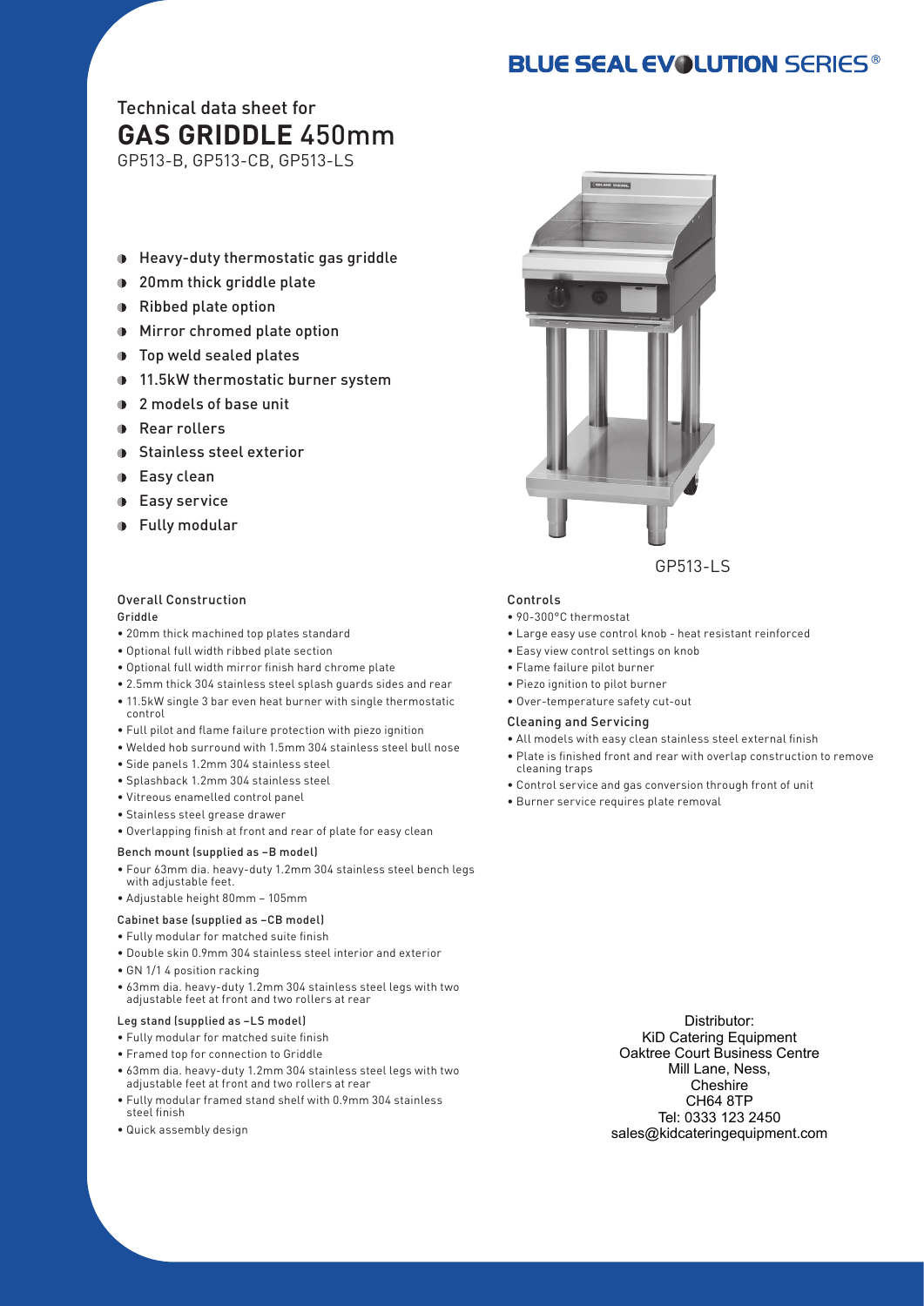BLUE SEAL EVOLUTION SERIES®

Technical data sheet for

# GAS GRIDDLE 450mm

GP513-B, GP513-CB, GP513-LS

- Heavy-duty thermostatic gas griddle
- 20mm thick griddle plate
- Ribbed plate option
- Mirror chromed plate option
- Top weld sealed plates
- 11.5kW thermostatic burner system
- 2 models of base unit
- Rear rollers
- Stainless steel exterior
- Easy clean
- Easy service
- Fully modular

GP513-LS

## Overall Construction

### Griddle

- 20mm thick machined top plates standard
- Optional full width ribbed plate section
- Optional full width mirror finish hard chrome plate
- 2.5mm thick 304 stainless steel splash guards sides and rear
- 11.5kW single 3 bar even heat burner with single thermostatic control
- Full pilot and flame failure protection with piezo ignition
- Welded hob surround with 1.5mm 304 stainless steel bull nose
- Side panels 1.2mm 304 stainless steel
- Splashback 1.2mm 304 stainless steel
- Vitreous enamelled control panel
- Stainless steel grease drawer
- Overlapping finish at front and rear of plate for easy clean

### Bench mount (supplied as –B model)

- Four 63mm dia. heavy-duty 1.2mm 304 stainless steel bench legs with adjustable feet.
- Adjustable height 80mm – 105mm

### Cabinet base (supplied as –CB model)

- Fully modular for matched suite finish
- Double skin 0.9mm 304 stainless steel interior and exterior
- GN 1/1 4 position racking
- 63mm dia. heavy-duty 1.2mm 304 stainless steel legs with two adjustable feet at front and two rollers at rear

### Leg stand (supplied as –LS model)

- Fully modular for matched suite finish
- Framed top for connection to Griddle
- 63mm dia. heavy-duty 1.2mm 304 stainless steel legs with two adjustable feet at front and two rollers at rear
- Fully modular framed stand shelf with 0.9mm 304 stainless steel finish
- Quick assembly design

## Controls

- 90-300°C thermostat
- Large easy use control knob - heat resistant reinforced
- Easy view control settings on knob
- Flame failure pilot burner
- Piezo ignition to pilot burner
- Over-temperature safety cut-out

## Cleaning and Servicing

- All models with easy clean stainless steel external finish
- Plate is finished front and rear with overlap construction to remove cleaning traps
- Control service and gas conversion through front of unit
- Burner service requires plate removal

Distributor:
KiD Catering Equipment
Oaktree Court Business Centre
Mill Lane, Ness,
Cheshire
CH64 8TP
Tel: 0333 123 2450
sales@kidcateringequipment.com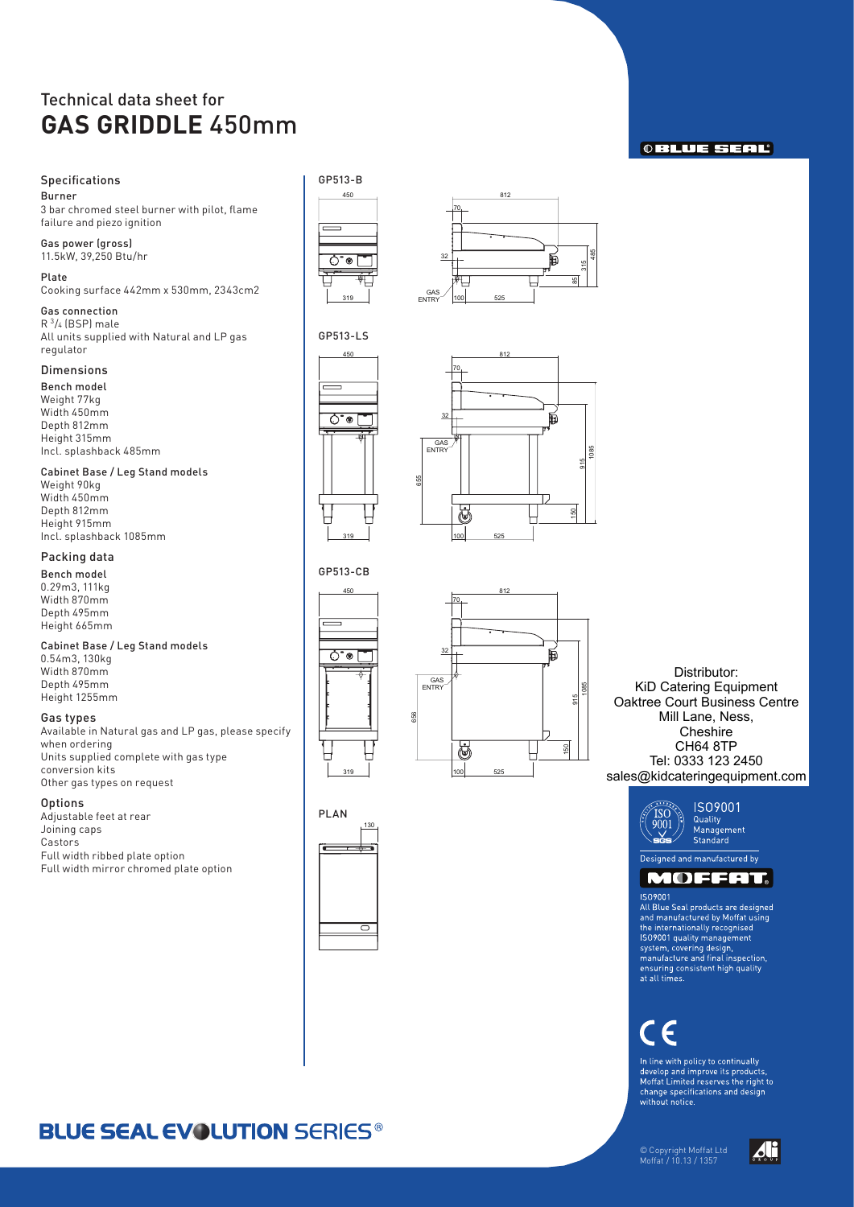Technical data sheet for

# GAS GRIDDLE 450mm

## Specifications

**Burner**
3 bar chromed steel burner with pilot, flame failure and piezo ignition

**Gas power (gross)**
11.5kW, 39,250 Btu/hr

**Plate**
Cooking surface 442mm x 530mm, 2343cm2

**Gas connection**
R 3/4 (BSP) male
All units supplied with Natural and LP gas regulator

## Dimensions

**Bench model**
Weight 77kg
Width 450mm
Depth 812mm
Height 315mm
Incl. splashback 485mm

**Cabinet Base / Leg Stand models**
Weight 90kg
Width 450mm
Depth 812mm
Height 915mm
Incl. splashback 1085mm

## Packing data

**Bench model**
0.29m3, 111kg
Width 870mm
Depth 495mm
Height 665mm

**Cabinet Base / Leg Stand models**
0.54m3, 130kg
Width 870mm
Depth 495mm
Height 1255mm

## Gas types

Available in Natural gas and LP gas, please specify when ordering
Units supplied complete with gas type conversion kits
Other gas types on request

## Options

Adjustable feet at rear
Joining caps
Castors
Full width ribbed plate option
Full width mirror chromed plate option

GP513-B

450
319
812
70
32
GAS ENTRY
100
525
315
485
85

GP513-LS

450
319
812
70
32
GAS ENTRY
655
100
525
915
1085
150

GP513-CB

450
319
812
70
32
GAS ENTRY
656
100
525
915
1085
150

PLAN

130

BLUE SEAL

Distributor:
KiD Catering Equipment
Oaktree Court Business Centre
Mill Lane, Ness,
Cheshire
CH64 8TP
Tel: 0333 123 2450
sales@kidcateringequipment.com

ISO9001
Quality
Management
Standard

Designed and manufactured by

MOFFAT

ISO9001
All Blue Seal products are designed and manufactured by Moffat using the internationally recognised ISO9001 quality management system, covering design, manufacture and final inspection, ensuring consistent high quality at all times.

CE

In line with policy to continually develop and improve its products, Moffat Limited reserves the right to change specifications and design without notice.

BLUE SEAL EVOLUTION SERIES®

© Copyright Moffat Ltd
Moffat / 10.13 / 1357